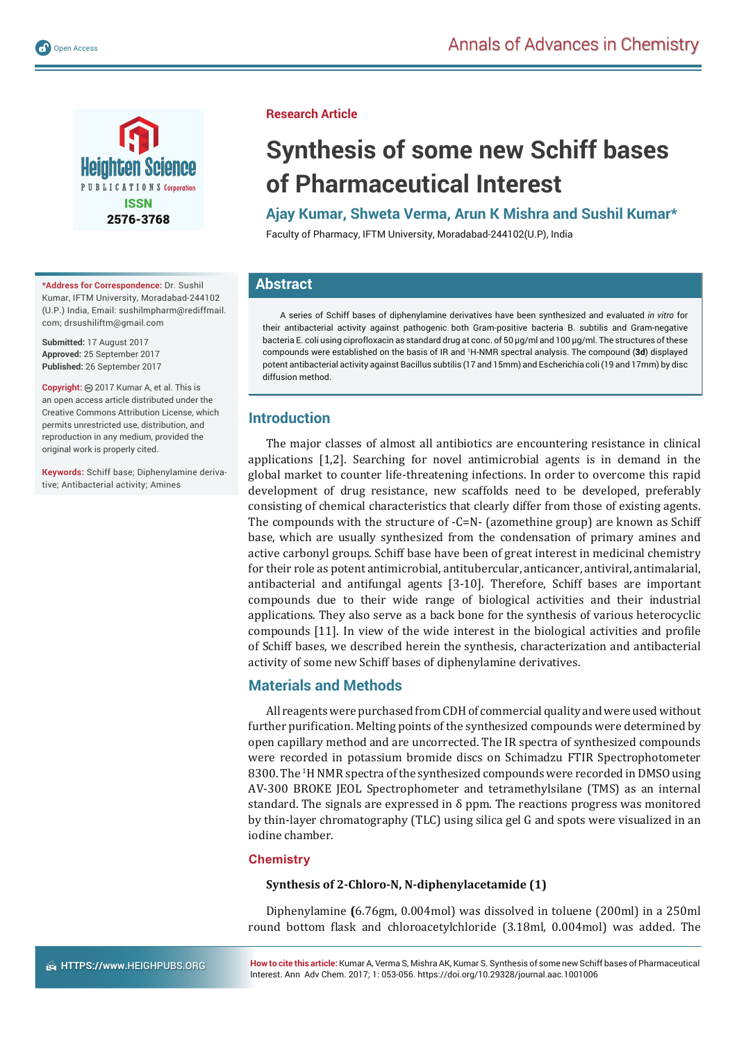Research Article

# Synthesis of some new Schiff bases of Pharmaceutical Interest

**Ajay Kumar, Shweta Verma, Arun K Mishra and Sushil Kumar***

Faculty of Pharmacy, IFTM University, Moradabad-244102(U.P.), India

**\*Address for Correspondence:** Dr. Sushil Kumar, IFTM University, Moradabad-244102 (U.P.) India, Email: sushilmpharm@rediffmail.com; drsushiliftm@gmail.com

**Submitted:** 17 August 2017
**Approved:** 25 September 2017
**Published:** 26 September 2017

**Copyright:** © 2017 Kumar A, et al. This is an open access article distributed under the Creative Commons Attribution License, which permits unrestricted use, distribution, and reproduction in any medium, provided the original work is properly cited.

**Keywords:** Schiff base; Diphenylamine derivative; Antibacterial activity; Amines

## Abstract

A series of Schiff bases of diphenylamine derivatives have been synthesized and evaluated *in vitro* for their antibacterial activity against pathogenic both Gram-positive bacteria B. subtilis and Gram-negative bacteria E. coli using ciprofloxacin as standard drug at conc. of 50 μg/ml and 100 μg/ml. The structures of these compounds were established on the basis of IR and $^1$H-NMR spectral analysis. The compound (**3d**) displayed potent antibacterial activity against Bacillus subtilis (17 and 15mm) and Escherichia coli (19 and 17mm) by disc diffusion method.

## Introduction

The major classes of almost all antibiotics are encountering resistance in clinical applications [1,2]. Searching for novel antimicrobial agents is in demand in the global market to counter life-threatening infections. In order to overcome this rapid development of drug resistance, new scaffolds need to be developed, preferably consisting of chemical characteristics that clearly differ from those of existing agents. The compounds with the structure of -C=N- (azomethine group) are known as Schiff base, which are usually synthesized from the condensation of primary amines and active carbonyl groups. Schiff base have been of great interest in medicinal chemistry for their role as potent antimicrobial, antitubercular, anticancer, antiviral, antimalarial, antibacterial and antifungal agents [3-10]. Therefore, Schiff bases are important compounds due to their wide range of biological activities and their industrial applications. They also serve as a back bone for the synthesis of various heterocyclic compounds [11]. In view of the wide interest in the biological activities and profile of Schiff bases, we described herein the synthesis, characterization and antibacterial activity of some new Schiff bases of diphenylamine derivatives.

## Materials and Methods

All reagents were purchased from CDH of commercial quality and were used without further purification. Melting points of the synthesized compounds were determined by open capillary method and are uncorrected. The IR spectra of synthesized compounds were recorded in potassium bromide discs on Schimadzu FTIR Spectrophotometer 8300. The $^1$H NMR spectra of the synthesized compounds were recorded in DMSO using AV-300 BROKE JEOL Spectrophometer and tetramethylsilane (TMS) as an internal standard. The signals are expressed in δ ppm. The reactions progress was monitored by thin-layer chromatography (TLC) using silica gel G and spots were visualized in an iodine chamber.

### Chemistry

**Synthesis of 2-Chloro-N, N-diphenylacetamide (1)**

Diphenylamine (6.76gm, 0.004mol) was dissolved in toluene (200ml) in a 250ml round bottom flask and chloroacetylchloride (3.18ml, 0.004mol) was added. The

**How to cite this article:** Kumar A, Verma S, Mishra AK, Kumar S. Synthesis of some new Schiff bases of Pharmaceutical Interest. Ann Adv Chem. 2017; 1: 053-056. https://doi.org/10.29328/journal.aac.1001006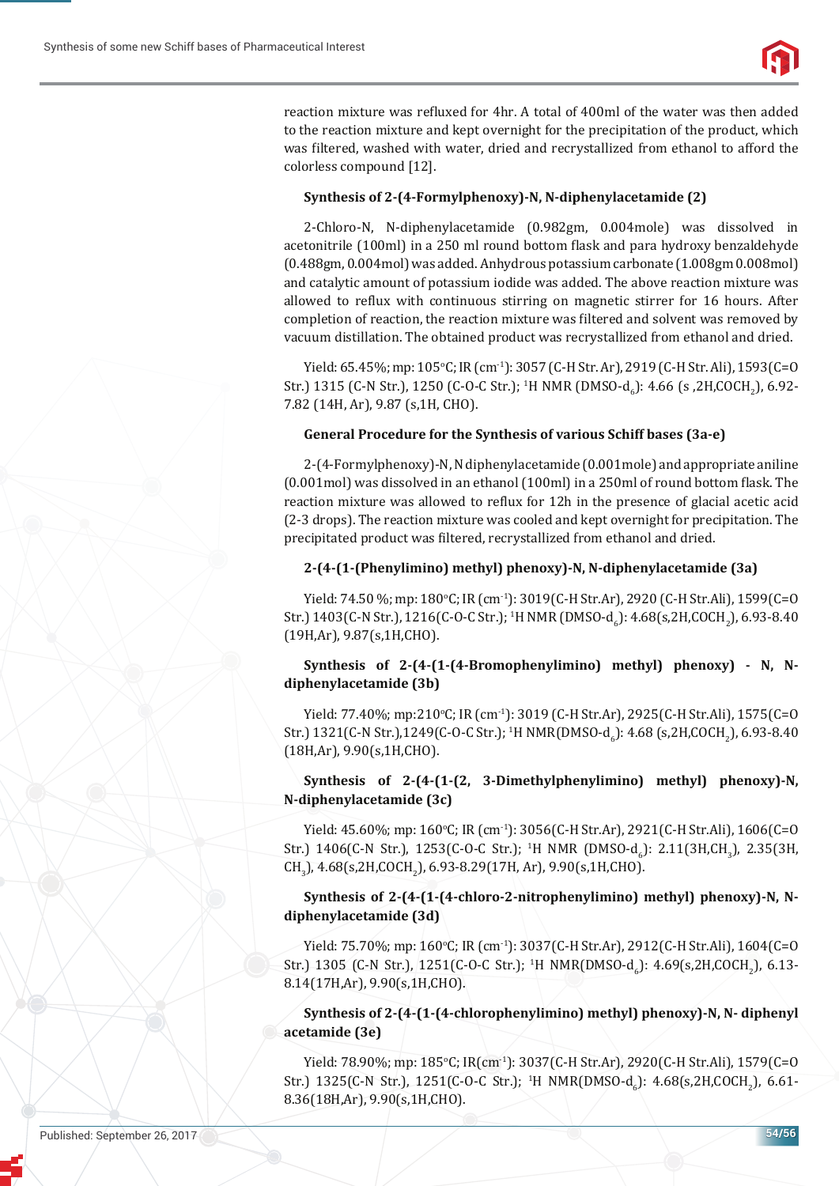reaction mixture was refluxed for 4hr. A total of 400ml of the water was then added to the reaction mixture and kept overnight for the precipitation of the product, which was filtered, washed with water, dried and recrystallized from ethanol to afford the colorless compound [12].

### Synthesis of 2-(4-Formylphenoxy)-N, N-diphenylacetamide (2)

2-Chloro-N, N-diphenylacetamide (0.982gm, 0.004mole) was dissolved in acetonitrile (100ml) in a 250 ml round bottom flask and para hydroxy benzaldehyde (0.488gm, 0.004mol) was added. Anhydrous potassium carbonate (1.008gm 0.008mol) and catalytic amount of potassium iodide was added. The above reaction mixture was allowed to reflux with continuous stirring on magnetic stirrer for 16 hours. After completion of reaction, the reaction mixture was filtered and solvent was removed by vacuum distillation. The obtained product was recrystallized from ethanol and dried.

Yield: 65.45%; mp: 105°C; IR (cm$^{-1}$): 3057 (C-H Str. Ar), 2919 (C-H Str. Ali), 1593(C=O Str.) 1315 (C-N Str.), 1250 (C-O-C Str.); $^{1}$H NMR (DMSO-d$_6$): 4.66 (s ,2H,COCH$_2$), 6.92-7.82 (14H, Ar), 9.87 (s,1H, CHO).

### General Procedure for the Synthesis of various Schiff bases (3a-e)

2-(4-Formylphenoxy)-N, N diphenylacetamide (0.001mole) and appropriate aniline (0.001mol) was dissolved in an ethanol (100ml) in a 250ml of round bottom flask. The reaction mixture was allowed to reflux for 12h in the presence of glacial acetic acid (2-3 drops). The reaction mixture was cooled and kept overnight for precipitation. The precipitated product was filtered, recrystallized from ethanol and dried.

### 2-(4-(1-(Phenylimino) methyl) phenoxy)-N, N-diphenylacetamide (3a)

Yield: 74.50 %; mp: 180°C; IR (cm$^{-1}$): 3019(C-H Str.Ar), 2920 (C-H Str.Ali), 1599(C=O Str.) 1403(C-N Str.), 1216(C-O-C Str.); $^{1}$H NMR (DMSO-d$_6$): 4.68(s,2H,COCH$_2$), 6.93-8.40 (19H,Ar), 9.87(s,1H,CHO).

### Synthesis of 2-(4-(1-(4-Bromophenylimino) methyl) phenoxy) - N, N-diphenylacetamide (3b)

Yield: 77.40%; mp:210°C; IR (cm$^{-1}$): 3019 (C-H Str.Ar), 2925(C-H Str.Ali), 1575(C=O Str.) 1321(C-N Str.),1249(C-O-C Str.); $^{1}$H NMR(DMSO-d$_6$): 4.68 (s,2H,COCH$_2$), 6.93-8.40 (18H,Ar), 9.90(s,1H,CHO).

### Synthesis of 2-(4-(1-(2, 3-Dimethylphenylimino) methyl) phenoxy)-N, N-diphenylacetamide (3c)

Yield: 45.60%; mp: 160°C; IR (cm$^{-1}$): 3056(C-H Str.Ar), 2921(C-H Str.Ali), 1606(C=O Str.) 1406(C-N Str.), 1253(C-O-C Str.); $^{1}$H NMR (DMSO-d$_6$): 2.11(3H,CH$_3$), 2.35(3H, CH$_3$), 4.68(s,2H,COCH$_2$), 6.93-8.29(17H, Ar), 9.90(s,1H,CHO).

### Synthesis of 2-(4-(1-(4-chloro-2-nitrophenylimino) methyl) phenoxy)-N, N-diphenylacetamide (3d)

Yield: 75.70%; mp: 160°C; IR (cm$^{-1}$): 3037(C-H Str.Ar), 2912(C-H Str.Ali), 1604(C=O Str.) 1305 (C-N Str.), 1251(C-O-C Str.); $^{1}$H NMR(DMSO-d$_6$): 4.69(s,2H,COCH$_2$), 6.13-8.14(17H,Ar), 9.90(s,1H,CHO).

### Synthesis of 2-(4-(1-(4-chlorophenylimino) methyl) phenoxy)-N, N- diphenyl acetamide (3e)

Yield: 78.90%; mp: 185°C; IR(cm$^{-1}$): 3037(C-H Str.Ar), 2920(C-H Str.Ali), 1579(C=O Str.) 1325(C-N Str.), 1251(C-O-C Str.); $^{1}$H NMR(DMSO-d$_6$): 4.68(s,2H,COCH$_2$), 6.61-8.36(18H,Ar), 9.90(s,1H,CHO).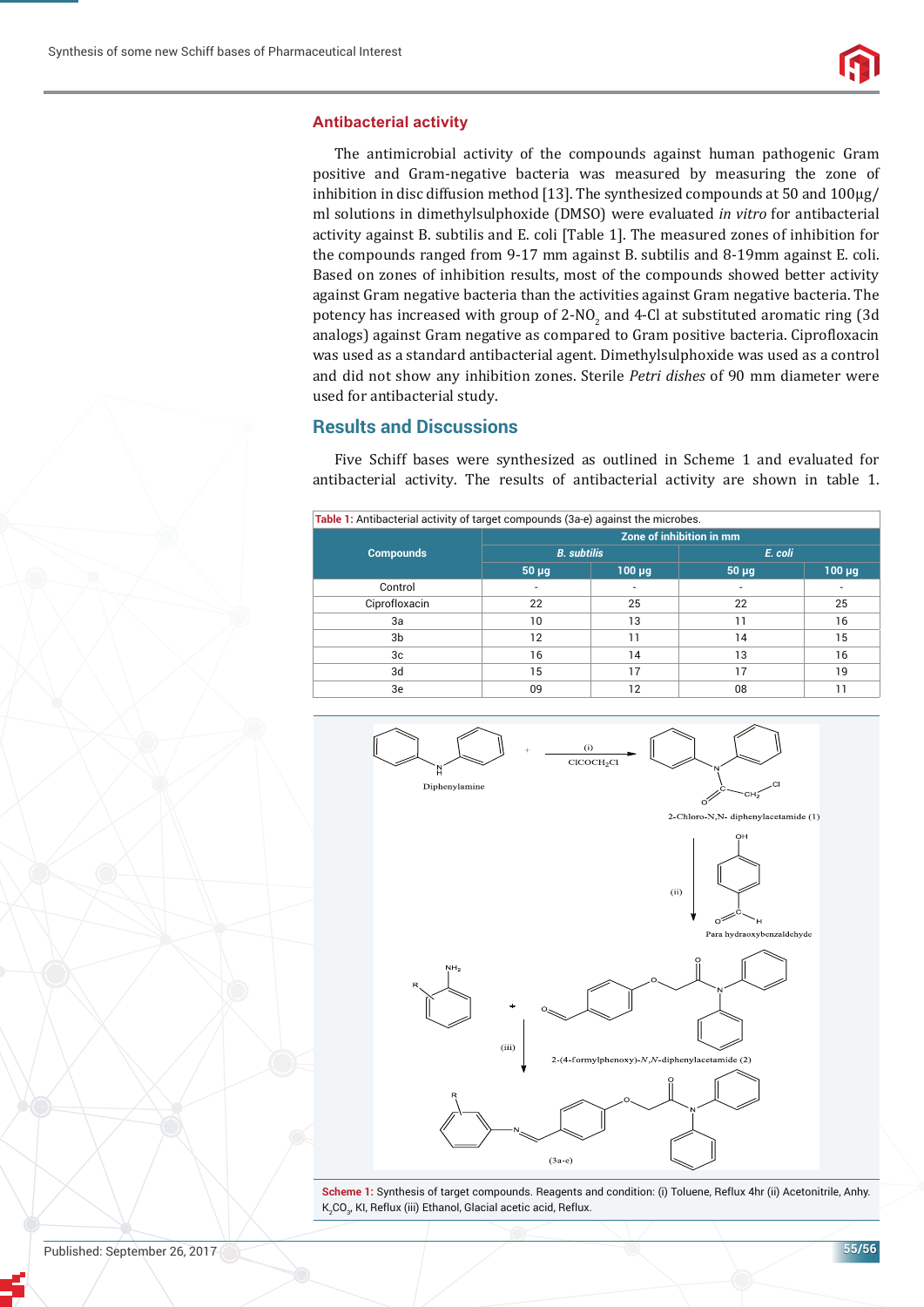## Antibacterial activity

The antimicrobial activity of the compounds against human pathogenic Gram positive and Gram-negative bacteria was measured by measuring the zone of inhibition in disc diffusion method [13]. The synthesized compounds at 50 and 100μg/ml solutions in dimethylsulphoxide (DMSO) were evaluated *in vitro* for antibacterial activity against B. subtilis and E. coli [Table 1]. The measured zones of inhibition for the compounds ranged from 9-17 mm against B. subtilis and 8-19mm against E. coli. Based on zones of inhibition results, most of the compounds showed better activity against Gram negative bacteria than the activities against Gram negative bacteria. The potency has increased with group of 2-$NO_2$ and 4-Cl at substituted aromatic ring (3d analogs) against Gram negative as compared to Gram positive bacteria. Ciprofloxacin was used as a standard antibacterial agent. Dimethylsulphoxide was used as a control and did not show any inhibition zones. Sterile *Petri dishes* of 90 mm diameter were used for antibacterial study.

## Results and Discussions

Five Schiff bases were synthesized as outlined in Scheme 1 and evaluated for antibacterial activity. The results of antibacterial activity are shown in table 1.

**Table 1:** Antibacterial activity of target compounds (3a-e) against the microbes.

| Compounds | Zone of inhibition in mm | | | |
|---|---|---|---|---|
| | *B. subtilis* | | *E. coli* | |
| | 50 μg | 100 μg | 50 μg | 100 μg |
| Control | - | - | - | - |
| Ciprofloxacin | 22 | 25 | 22 | 25 |
| 3a | 10 | 13 | 11 | 16 |
| 3b | 12 | 11 | 14 | 15 |
| 3c | 16 | 14 | 13 | 16 |
| 3d | 15 | 17 | 17 | 19 |
| 3e | 09 | 12 | 08 | 11 |

**Scheme 1:** Synthesis of target compounds. Reagents and condition: (i) Toluene, Reflux 4hr (ii) Acetonitrile, Anhy. $K_2CO_3$, KI, Reflux (iii) Ethanol, Glacial acetic acid, Reflux.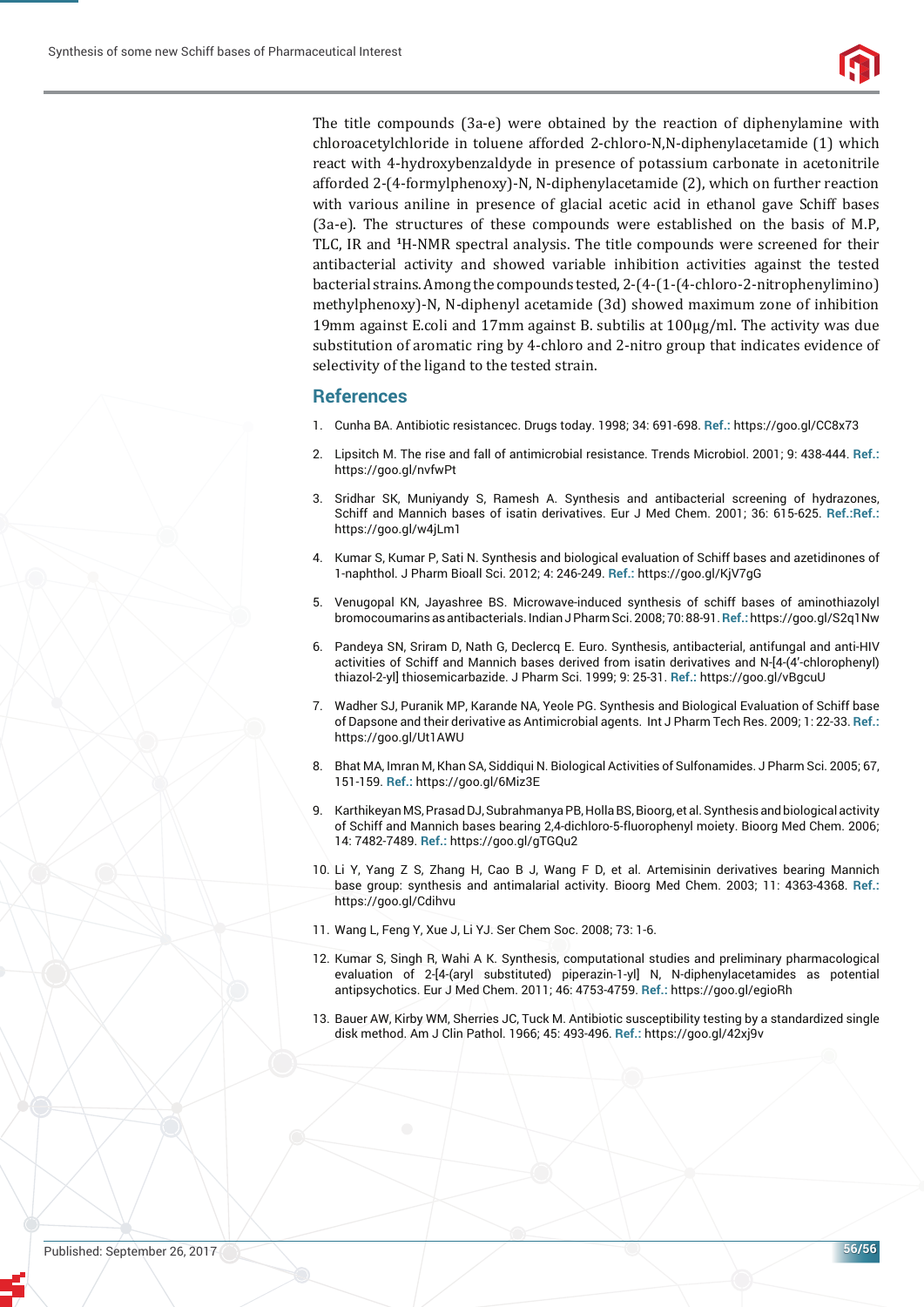The title compounds (3a-e) were obtained by the reaction of diphenylamine with chloroacetylchloride in toluene afforded 2-chloro-N,N-diphenylacetamide (1) which react with 4-hydroxybenzaldyde in presence of potassium carbonate in acetonitrile afforded 2-(4-formylphenoxy)-N, N-diphenylacetamide (2), which on further reaction with various aniline in presence of glacial acetic acid in ethanol gave Schiff bases (3a-e). The structures of these compounds were established on the basis of M.P, TLC, IR and $^{1}$H-NMR spectral analysis. The title compounds were screened for their antibacterial activity and showed variable inhibition activities against the tested bacterial strains. Among the compounds tested, 2-(4-(1-(4-chloro-2-nitrophenylimino) methylphenoxy)-N, N-diphenyl acetamide (3d) showed maximum zone of inhibition 19mm against E.coli and 17mm against B. subtilis at 100μg/ml. The activity was due substitution of aromatic ring by 4-chloro and 2-nitro group that indicates evidence of selectivity of the ligand to the tested strain.

## References

1. Cunha BA. Antibiotic resistancec. Drugs today. 1998; 34: 691-698. **Ref.:** https://goo.gl/CC8x73
2. Lipsitch M. The rise and fall of antimicrobial resistance. Trends Microbiol. 2001; 9: 438-444. **Ref.:** https://goo.gl/nvfwPt
3. Sridhar SK, Muniyandy S, Ramesh A. Synthesis and antibacterial screening of hydrazones, Schiff and Mannich bases of isatin derivatives. Eur J Med Chem. 2001; 36: 615-625. **Ref.:Ref.:** https://goo.gl/w4jLm1
4. Kumar S, Kumar P, Sati N. Synthesis and biological evaluation of Schiff bases and azetidinones of 1-naphthol. J Pharm Bioall Sci. 2012; 4: 246-249. **Ref.:** https://goo.gl/KjV7gG
5. Venugopal KN, Jayashree BS. Microwave-induced synthesis of schiff bases of aminothiazolyl bromocoumarins as antibacterials. Indian J Pharm Sci. 2008; 70: 88-91. **Ref.:** https://goo.gl/S2q1Nw
6. Pandeya SN, Sriram D, Nath G, Declercq E. Euro. Synthesis, antibacterial, antifungal and anti-HIV activities of Schiff and Mannich bases derived from isatin derivatives and N-[4-(4'-chlorophenyl) thiazol-2-yl] thiosemicarbazide. J Pharm Sci. 1999; 9: 25-31. **Ref.:** https://goo.gl/vBgcuU
7. Wadher SJ, Puranik MP, Karande NA, Yeole PG. Synthesis and Biological Evaluation of Schiff base of Dapsone and their derivative as Antimicrobial agents. Int J Pharm Tech Res. 2009; 1: 22-33. **Ref.:** https://goo.gl/Ut1AWU
8. Bhat MA, Imran M, Khan SA, Siddiqui N. Biological Activities of Sulfonamides. J Pharm Sci. 2005; 67, 151-159. **Ref.:** https://goo.gl/6Miz3E
9. Karthikeyan MS, Prasad DJ, Subrahmanya PB, Holla BS, Bioorg, et al. Synthesis and biological activity of Schiff and Mannich bases bearing 2,4-dichloro-5-fluorophenyl moiety. Bioorg Med Chem. 2006; 14: 7482-7489. **Ref.:** https://goo.gl/gTGQu2
10. Li Y, Yang Z S, Zhang H, Cao B J, Wang F D, et al. Artemisinin derivatives bearing Mannich base group: synthesis and antimalarial activity. Bioorg Med Chem. 2003; 11: 4363-4368. **Ref.:** https://goo.gl/Cdihvu
11. Wang L, Feng Y, Xue J, Li YJ. Ser Chem Soc. 2008; 73: 1-6.
12. Kumar S, Singh R, Wahi A K. Synthesis, computational studies and preliminary pharmacological evaluation of 2-[4-(aryl substituted) piperazin-1-yl] N, N-diphenylacetamides as potential antipsychotics. Eur J Med Chem. 2011; 46: 4753-4759. **Ref.:** https://goo.gl/egioRh
13. Bauer AW, Kirby WM, Sherries JC, Tuck M. Antibiotic susceptibility testing by a standardized single disk method. Am J Clin Pathol. 1966; 45: 493-496. **Ref.:** https://goo.gl/42xj9v

Published: September 26, 2017